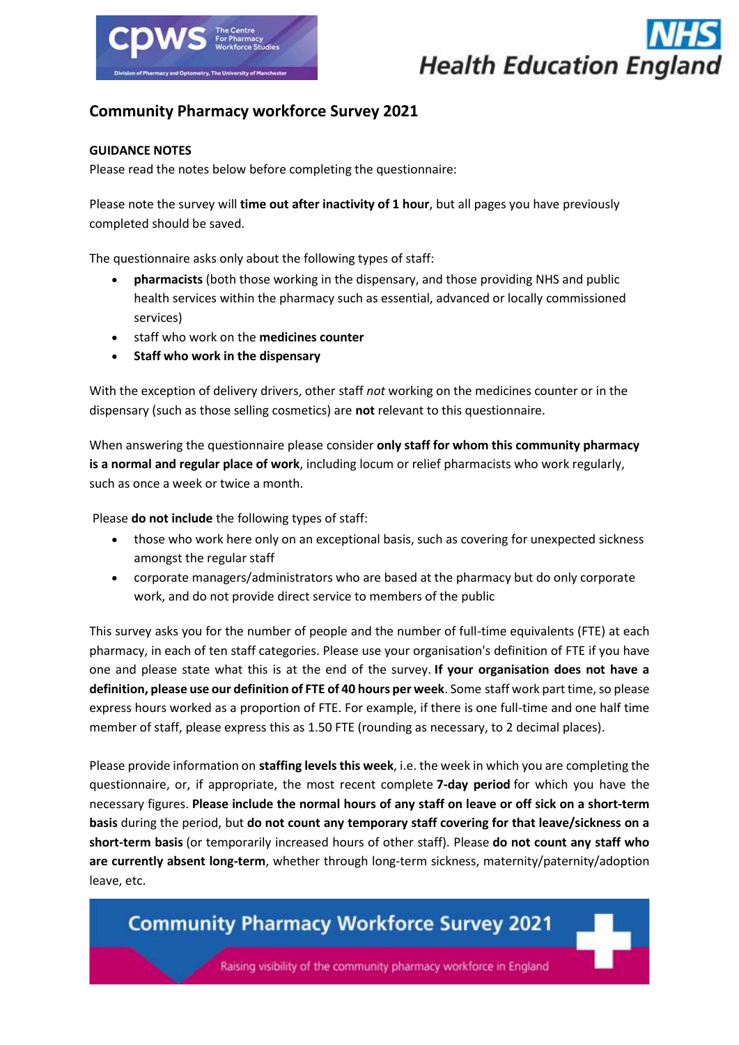# Community Pharmacy workforce Survey 2021

**GUIDANCE NOTES**

Please read the notes below before completing the questionnaire:

Please note the survey will **time out after inactivity of 1 hour**, but all pages you have previously completed should be saved.

The questionnaire asks only about the following types of staff:

- **pharmacists** (both those working in the dispensary, and those providing NHS and public health services within the pharmacy such as essential, advanced or locally commissioned services)
- staff who work on the **medicines counter**
- **Staff who work in the dispensary**

With the exception of delivery drivers, other staff *not* working on the medicines counter or in the dispensary (such as those selling cosmetics) are **not** relevant to this questionnaire.

When answering the questionnaire please consider **only staff for whom this community pharmacy is a normal and regular place of work**, including locum or relief pharmacists who work regularly, such as once a week or twice a month.

Please **do not include** the following types of staff:

- those who work here only on an exceptional basis, such as covering for unexpected sickness amongst the regular staff
- corporate managers/administrators who are based at the pharmacy but do only corporate work, and do not provide direct service to members of the public

This survey asks you for the number of people and the number of full-time equivalents (FTE) at each pharmacy, in each of ten staff categories. Please use your organisation's definition of FTE if you have one and please state what this is at the end of the survey. **If your organisation does not have a definition, please use our definition of FTE of 40 hours per week**. Some staff work part time, so please express hours worked as a proportion of FTE. For example, if there is one full-time and one half time member of staff, please express this as 1.50 FTE (rounding as necessary, to 2 decimal places).

Please provide information on **staffing levels this week**, i.e. the week in which you are completing the questionnaire, or, if appropriate, the most recent complete **7-day period** for which you have the necessary figures. **Please include the normal hours of any staff on leave or off sick on a short-term basis** during the period, but **do not count any temporary staff covering for that leave/sickness on a short-term basis** (or temporarily increased hours of other staff). Please **do not count any staff who are currently absent long-term**, whether through long-term sickness, maternity/paternity/adoption leave, etc.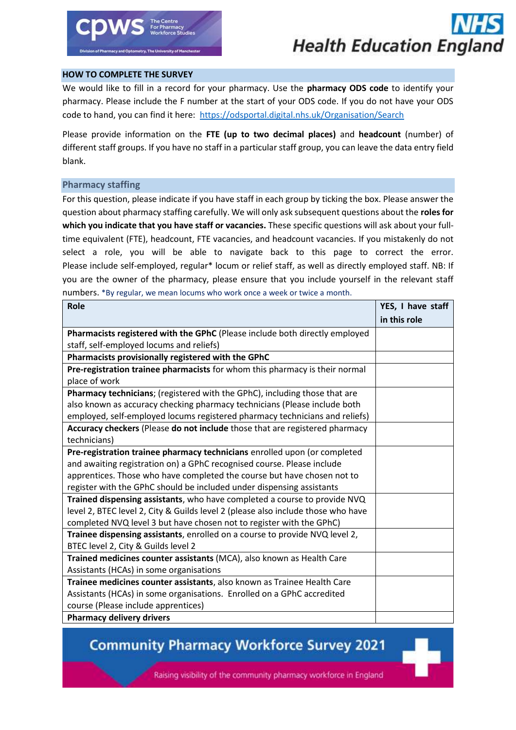## HOW TO COMPLETE THE SURVEY

We would like to fill in a record for your pharmacy. Use the **pharmacy ODS code** to identify your pharmacy. Please include the F number at the start of your ODS code. If you do not have your ODS code to hand, you can find it here: https://odsportal.digital.nhs.uk/Organisation/Search

Please provide information on the **FTE (up to two decimal places)** and **headcount** (number) of different staff groups. If you have no staff in a particular staff group, you can leave the data entry field blank.

## Pharmacy staffing

For this question, please indicate if you have staff in each group by ticking the box. Please answer the question about pharmacy staffing carefully. We will only ask subsequent questions about the **roles for which you indicate that you have staff or vacancies.** These specific questions will ask about your full-time equivalent (FTE), headcount, FTE vacancies, and headcount vacancies. If you mistakenly do not select a role, you will be able to navigate back to this page to correct the error. Please include self-employed, regular* locum or relief staff, as well as directly employed staff. NB: If you are the owner of the pharmacy, please ensure that you include yourself in the relevant staff numbers. *By regular, we mean locums who work once a week or twice a month.

| Role | YES, I have staff in this role |
|---|---|
| **Pharmacists registered with the GPhC** (Please include both directly employed staff, self-employed locums and reliefs) | |
| **Pharmacists provisionally registered with the GPhC** | |
| **Pre-registration trainee pharmacists** for whom this pharmacy is their normal place of work | |
| **Pharmacy technicians**; (registered with the GPhC), including those that are also known as accuracy checking pharmacy technicians (Please include both employed, self-employed locums registered pharmacy technicians and reliefs) | |
| **Accuracy checkers** (Please **do not include** those that are registered pharmacy technicians) | |
| **Pre-registration trainee pharmacy technicians** enrolled upon (or completed and awaiting registration on) a GPhC recognised course. Please include apprentices. Those who have completed the course but have chosen not to register with the GPhC should be included under dispensing assistants | |
| **Trained dispensing assistants**, who have completed a course to provide NVQ level 2, BTEC level 2, City & Guilds level 2 (please also include those who have completed NVQ level 3 but have chosen not to register with the GPhC) | |
| **Trainee dispensing assistants**, enrolled on a course to provide NVQ level 2, BTEC level 2, City & Guilds level 2 | |
| **Trained medicines counter assistants** (MCA), also known as Health Care Assistants (HCAs) in some organisations | |
| **Trainee medicines counter assistants**, also known as Trainee Health Care Assistants (HCAs) in some organisations. Enrolled on a GPhC accredited course (Please include apprentices) | |
| **Pharmacy delivery drivers** | |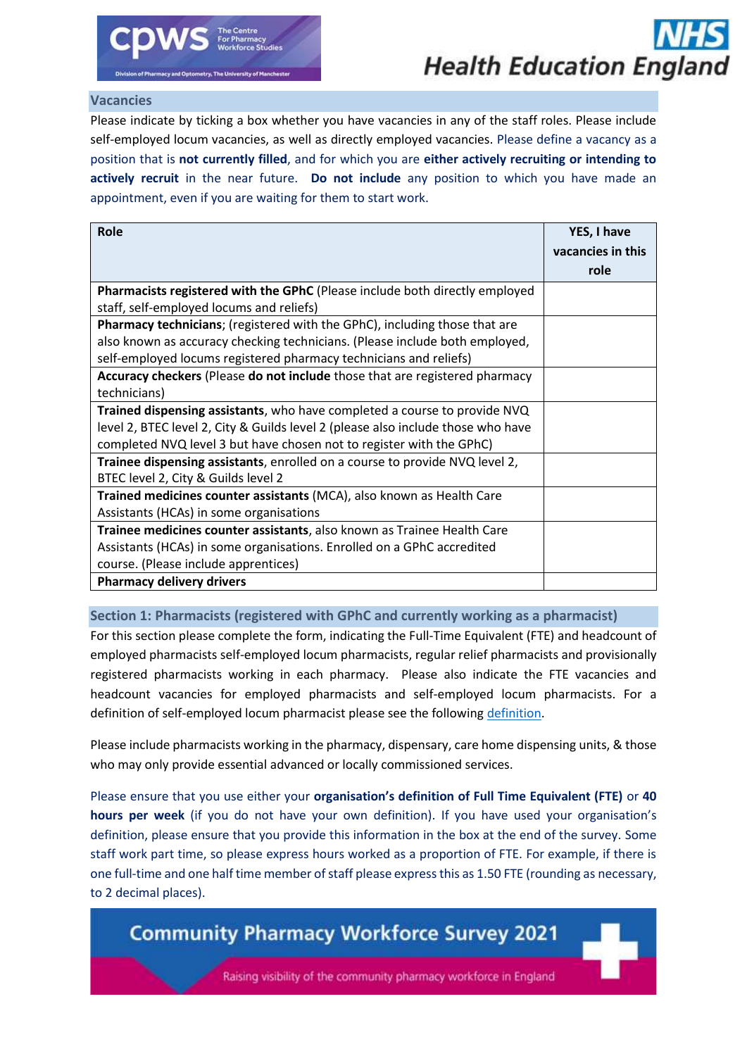## Vacancies

Please indicate by ticking a box whether you have vacancies in any of the staff roles. Please include self-employed locum vacancies, as well as directly employed vacancies. Please define a vacancy as a position that is **not currently filled**, and for which you are **either actively recruiting or intending to actively recruit** in the near future. **Do not include** any position to which you have made an appointment, even if you are waiting for them to start work.

| Role | YES, I have vacancies in this role |
|---|---|
| **Pharmacists registered with the GPhC** (Please include both directly employed staff, self-employed locums and reliefs) | |
| **Pharmacy technicians**; (registered with the GPhC), including those that are also known as accuracy checking technicians. (Please include both employed, self-employed locums registered pharmacy technicians and reliefs) | |
| **Accuracy checkers** (Please **do not include** those that are registered pharmacy technicians) | |
| **Trained dispensing assistants**, who have completed a course to provide NVQ level 2, BTEC level 2, City & Guilds level 2 (please also include those who have completed NVQ level 3 but have chosen not to register with the GPhC) | |
| **Trainee dispensing assistants**, enrolled on a course to provide NVQ level 2, BTEC level 2, City & Guilds level 2 | |
| **Trained medicines counter assistants** (MCA), also known as Health Care Assistants (HCAs) in some organisations | |
| **Trainee medicines counter assistants**, also known as Trainee Health Care Assistants (HCAs) in some organisations. Enrolled on a GPhC accredited course. (Please include apprentices) | |
| **Pharmacy delivery drivers** | |

## Section 1: Pharmacists (registered with GPhC and currently working as a pharmacist)

For this section please complete the form, indicating the Full-Time Equivalent (FTE) and headcount of employed pharmacists self-employed locum pharmacists, regular relief pharmacists and provisionally registered pharmacists working in each pharmacy. Please also indicate the FTE vacancies and headcount vacancies for employed pharmacists and self-employed locum pharmacists. For a definition of self-employed locum pharmacist please see the following definition.

Please include pharmacists working in the pharmacy, dispensary, care home dispensing units, & those who may only provide essential advanced or locally commissioned services.

Please ensure that you use either your **organisation's definition of Full Time Equivalent (FTE)** or **40 hours per week** (if you do not have your own definition). If you have used your organisation's definition, please ensure that you provide this information in the box at the end of the survey. Some staff work part time, so please express hours worked as a proportion of FTE. For example, if there is one full-time and one half time member of staff please express this as 1.50 FTE (rounding as necessary, to 2 decimal places).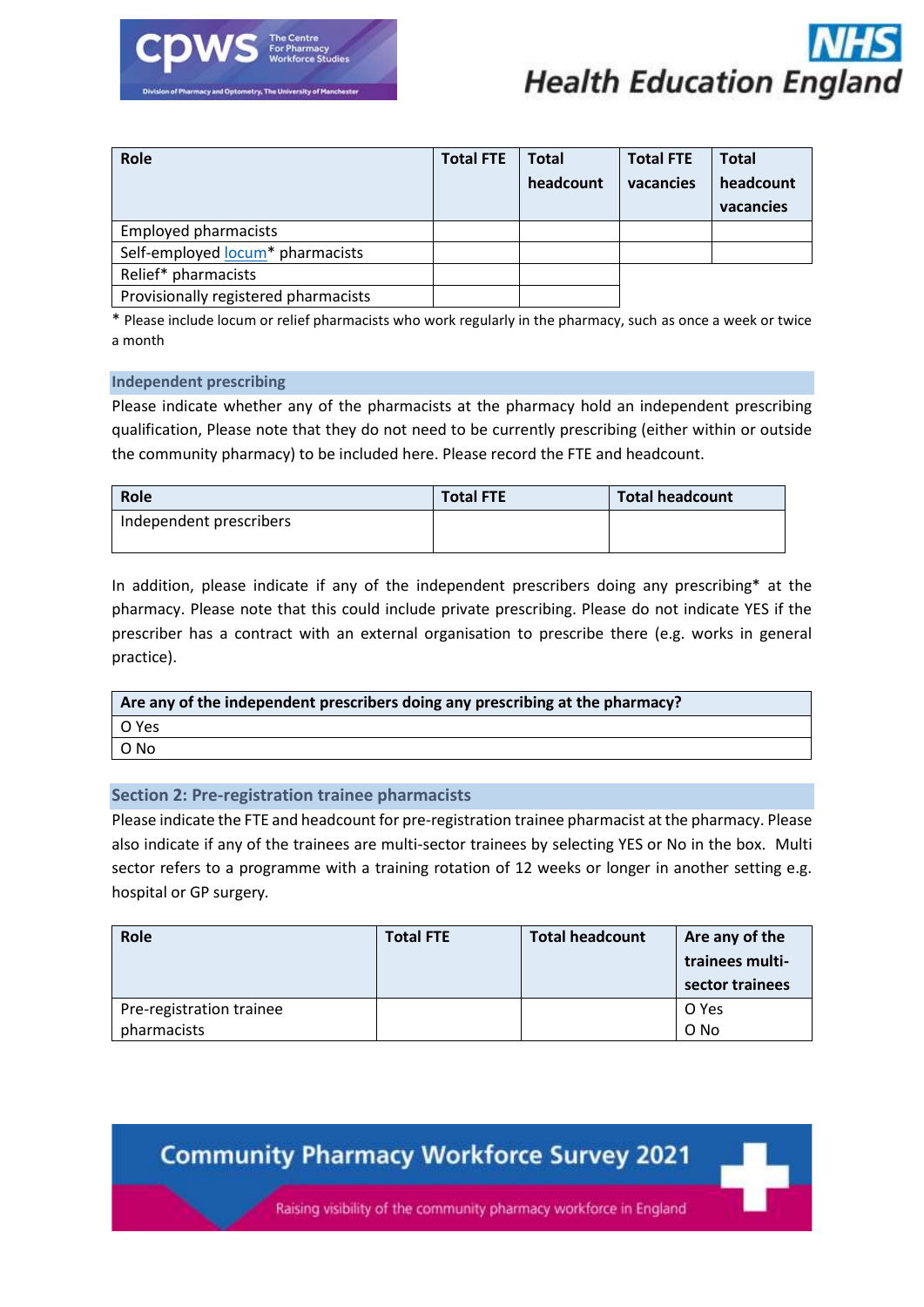| Role | Total FTE | Total headcount | Total FTE vacancies | Total headcount vacancies |
|---|---|---|---|---|
| Employed pharmacists | | | | |
| Self-employed locum* pharmacists | | | | |
| Relief* pharmacists | | | | |
| Provisionally registered pharmacists | | | | |

* Please include locum or relief pharmacists who work regularly in the pharmacy, such as once a week or twice a month

## Independent prescribing

Please indicate whether any of the pharmacists at the pharmacy hold an independent prescribing qualification, Please note that they do not need to be currently prescribing (either within or outside the community pharmacy) to be included here. Please record the FTE and headcount.

| Role | Total FTE | Total headcount |
|---|---|---|
| Independent prescribers | | |

In addition, please indicate if any of the independent prescribers doing any prescribing* at the pharmacy. Please note that this could include private prescribing. Please do not indicate YES if the prescriber has a contract with an external organisation to prescribe there (e.g. works in general practice).

| Are any of the independent prescribers doing any prescribing at the pharmacy? |
|---|
| O Yes |
| O No |

## Section 2: Pre-registration trainee pharmacists

Please indicate the FTE and headcount for pre-registration trainee pharmacist at the pharmacy. Please also indicate if any of the trainees are multi-sector trainees by selecting YES or No in the box. Multi sector refers to a programme with a training rotation of 12 weeks or longer in another setting e.g. hospital or GP surgery.

| Role | Total FTE | Total headcount | Are any of the trainees multi-sector trainees |
|---|---|---|---|
| Pre-registration trainee pharmacists | | | O Yes<br>O No |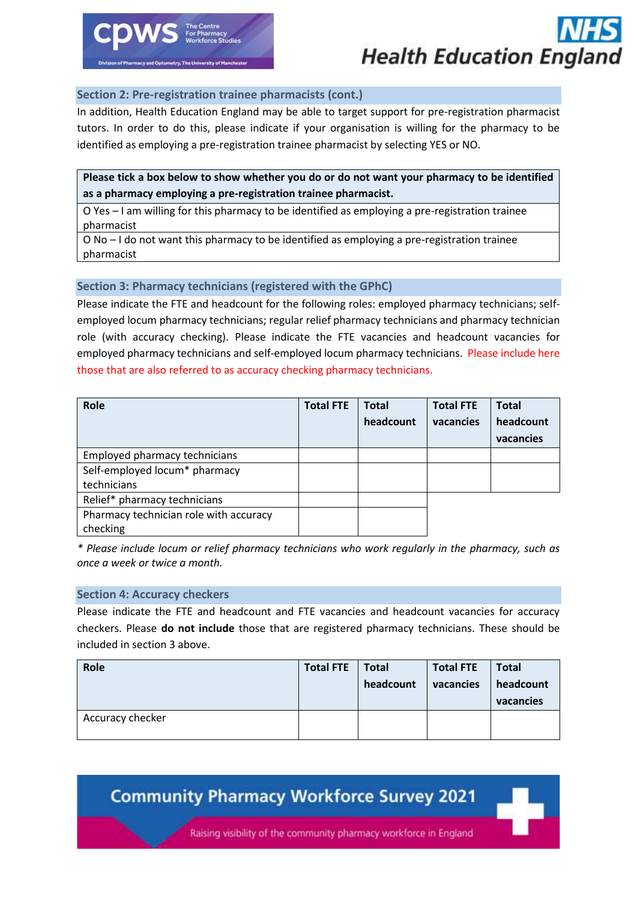## Section 2: Pre-registration trainee pharmacists (cont.)

In addition, Health Education England may be able to target support for pre-registration pharmacist tutors. In order to do this, please indicate if your organisation is willing for the pharmacy to be identified as employing a pre-registration trainee pharmacist by selecting YES or NO.

| **Please tick a box below to show whether you do or do not want your pharmacy to be identified as a pharmacy employing a pre-registration trainee pharmacist.** |
|---|
| O Yes – I am willing for this pharmacy to be identified as employing a pre-registration trainee pharmacist |
| O No – I do not want this pharmacy to be identified as employing a pre-registration trainee pharmacist |

## Section 3: Pharmacy technicians (registered with the GPhC)

Please indicate the FTE and headcount for the following roles: employed pharmacy technicians; self-employed locum pharmacy technicians; regular relief pharmacy technicians and pharmacy technician role (with accuracy checking). Please indicate the FTE vacancies and headcount vacancies for employed pharmacy technicians and self-employed locum pharmacy technicians. Please include here those that are also referred to as accuracy checking pharmacy technicians.

| Role | Total FTE | Total headcount | Total FTE vacancies | Total headcount vacancies |
|---|---|---|---|---|
| Employed pharmacy technicians | | | | |
| Self-employed locum* pharmacy technicians | | | | |
| Relief* pharmacy technicians | | | | |
| Pharmacy technician role with accuracy checking | | | | |

*\* Please include locum or relief pharmacy technicians who work regularly in the pharmacy, such as once a week or twice a month.*

## Section 4: Accuracy checkers

Please indicate the FTE and headcount and FTE vacancies and headcount vacancies for accuracy checkers. Please **do not include** those that are registered pharmacy technicians. These should be included in section 3 above.

| Role | Total FTE | Total headcount | Total FTE vacancies | Total headcount vacancies |
|---|---|---|---|---|
| Accuracy checker | | | | |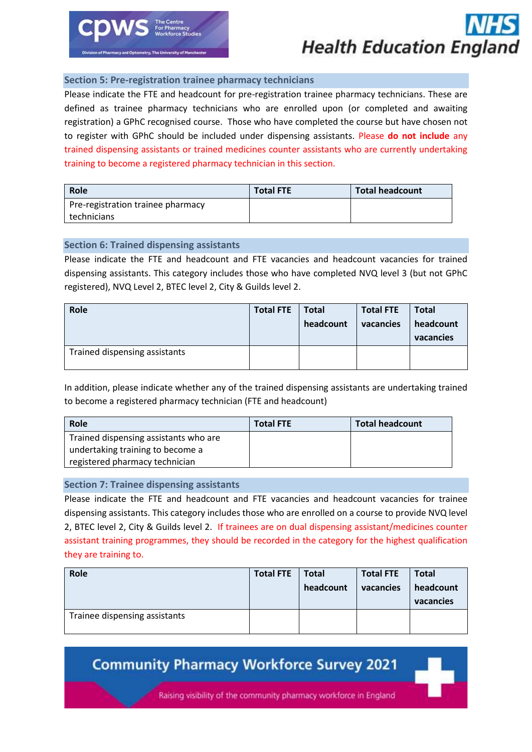## Section 5: Pre-registration trainee pharmacy technicians

Please indicate the FTE and headcount for pre-registration trainee pharmacy technicians. These are defined as trainee pharmacy technicians who are enrolled upon (or completed and awaiting registration) a GPhC recognised course. Those who have completed the course but have chosen not to register with GPhC should be included under dispensing assistants. Please **do not include** any trained dispensing assistants or trained medicines counter assistants who are currently undertaking training to become a registered pharmacy technician in this section.

| Role | Total FTE | Total headcount |
|---|---|---|
| Pre-registration trainee pharmacy technicians | | |

## Section 6: Trained dispensing assistants

Please indicate the FTE and headcount and FTE vacancies and headcount vacancies for trained dispensing assistants. This category includes those who have completed NVQ level 3 (but not GPhC registered), NVQ Level 2, BTEC level 2, City & Guilds level 2.

| Role | Total FTE | Total headcount | Total FTE vacancies | Total headcount vacancies |
|---|---|---|---|---|
| Trained dispensing assistants | | | | |

In addition, please indicate whether any of the trained dispensing assistants are undertaking trained to become a registered pharmacy technician (FTE and headcount)

| Role | Total FTE | Total headcount |
|---|---|---|
| Trained dispensing assistants who are undertaking training to become a registered pharmacy technician | | |

## Section 7: Trainee dispensing assistants

Please indicate the FTE and headcount and FTE vacancies and headcount vacancies for trainee dispensing assistants. This category includes those who are enrolled on a course to provide NVQ level 2, BTEC level 2, City & Guilds level 2. If trainees are on dual dispensing assistant/medicines counter assistant training programmes, they should be recorded in the category for the highest qualification they are training to.

| Role | Total FTE | Total headcount | Total FTE vacancies | Total headcount vacancies |
|---|---|---|---|---|
| Trainee dispensing assistants | | | | |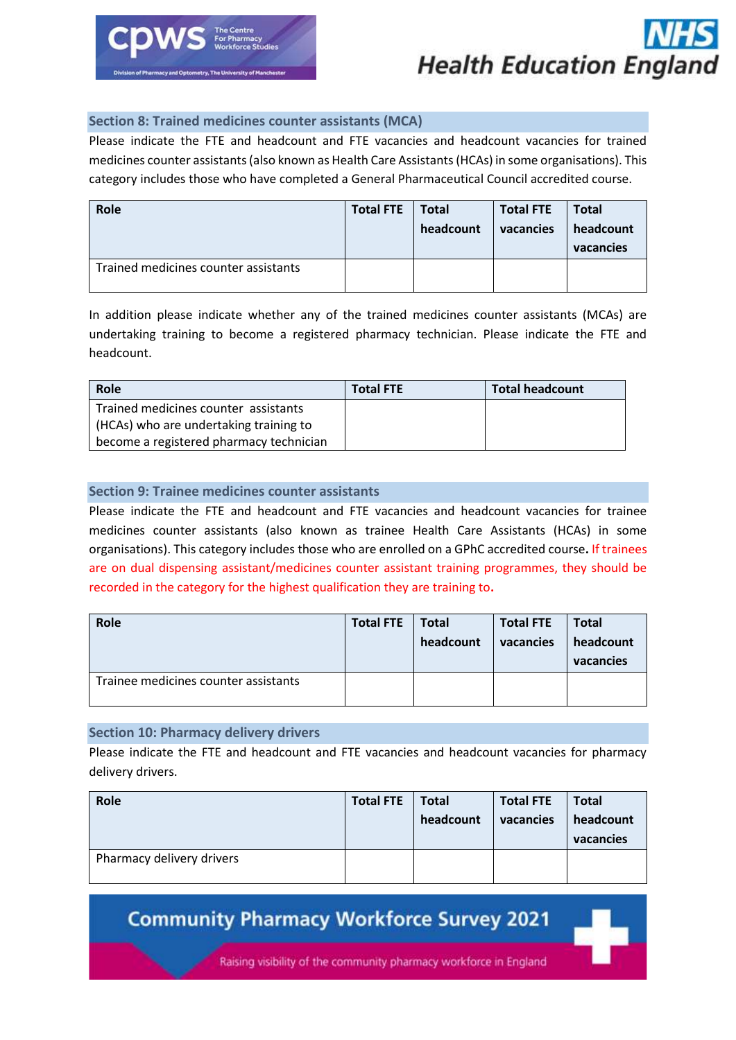## Section 8: Trained medicines counter assistants (MCA)

Please indicate the FTE and headcount and FTE vacancies and headcount vacancies for trained medicines counter assistants (also known as Health Care Assistants (HCAs) in some organisations). This category includes those who have completed a General Pharmaceutical Council accredited course.

| Role | Total FTE | Total headcount | Total FTE vacancies | Total headcount vacancies |
|---|---|---|---|---|
| Trained medicines counter assistants | | | | |

In addition please indicate whether any of the trained medicines counter assistants (MCAs) are undertaking training to become a registered pharmacy technician. Please indicate the FTE and headcount.

| Role | Total FTE | Total headcount |
|---|---|---|
| Trained medicines counter assistants (HCAs) who are undertaking training to become a registered pharmacy technician | | |

## Section 9: Trainee medicines counter assistants

Please indicate the FTE and headcount and FTE vacancies and headcount vacancies for trainee medicines counter assistants (also known as trainee Health Care Assistants (HCAs) in some organisations). This category includes those who are enrolled on a GPhC accredited course. **If trainees are on dual dispensing assistant/medicines counter assistant training programmes, they should be recorded in the category for the highest qualification they are training to.**

| Role | Total FTE | Total headcount | Total FTE vacancies | Total headcount vacancies |
|---|---|---|---|---|
| Trainee medicines counter assistants | | | | |

## Section 10: Pharmacy delivery drivers

Please indicate the FTE and headcount and FTE vacancies and headcount vacancies for pharmacy delivery drivers.

| Role | Total FTE | Total headcount | Total FTE vacancies | Total headcount vacancies |
|---|---|---|---|---|
| Pharmacy delivery drivers | | | | |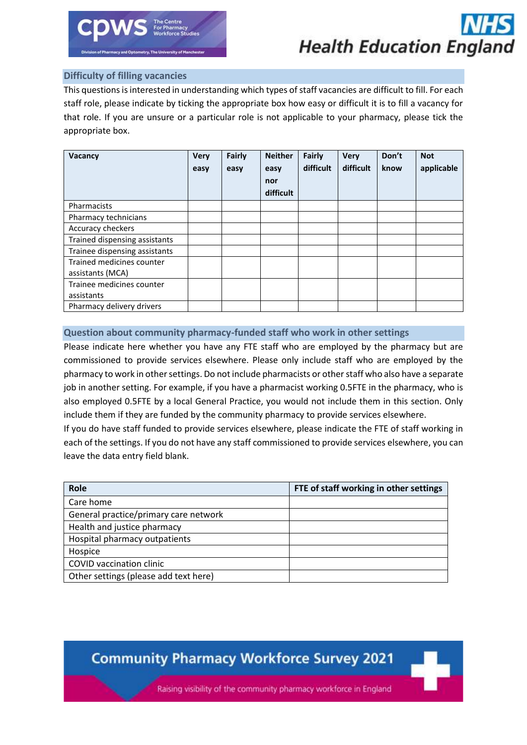## Difficulty of filling vacancies

This questions is interested in understanding which types of staff vacancies are difficult to fill. For each staff role, please indicate by ticking the appropriate box how easy or difficult it is to fill a vacancy for that role. If you are unsure or a particular role is not applicable to your pharmacy, please tick the appropriate box.

| Vacancy | Very easy | Fairly easy | Neither easy nor difficult | Fairly difficult | Very difficult | Don't know | Not applicable |
|---|---|---|---|---|---|---|---|
| Pharmacists | | | | | | | |
| Pharmacy technicians | | | | | | | |
| Accuracy checkers | | | | | | | |
| Trained dispensing assistants | | | | | | | |
| Trainee dispensing assistants | | | | | | | |
| Trained medicines counter assistants (MCA) | | | | | | | |
| Trainee medicines counter assistants | | | | | | | |
| Pharmacy delivery drivers | | | | | | | |

## Question about community pharmacy-funded staff who work in other settings

Please indicate here whether you have any FTE staff who are employed by the pharmacy but are commissioned to provide services elsewhere. Please only include staff who are employed by the pharmacy to work in other settings. Do not include pharmacists or other staff who also have a separate job in another setting. For example, if you have a pharmacist working 0.5FTE in the pharmacy, who is also employed 0.5FTE by a local General Practice, you would not include them in this section. Only include them if they are funded by the community pharmacy to provide services elsewhere.

If you do have staff funded to provide services elsewhere, please indicate the FTE of staff working in each of the settings. If you do not have any staff commissioned to provide services elsewhere, you can leave the data entry field blank.

| Role | FTE of staff working in other settings |
|---|---|
| Care home | |
| General practice/primary care network | |
| Health and justice pharmacy | |
| Hospital pharmacy outpatients | |
| Hospice | |
| COVID vaccination clinic | |
| Other settings (please add text here) | |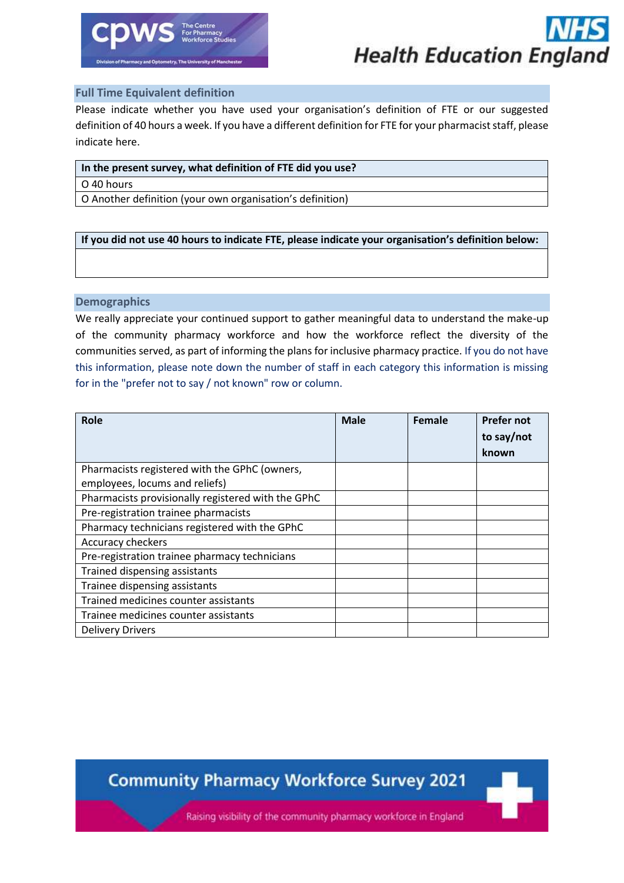## Full Time Equivalent definition

Please indicate whether you have used your organisation's definition of FTE or our suggested definition of 40 hours a week. If you have a different definition for FTE for your pharmacist staff, please indicate here.

| In the present survey, what definition of FTE did you use? |
|---|
| O 40 hours |
| O Another definition (your own organisation's definition) |

| If you did not use 40 hours to indicate FTE, please indicate your organisation's definition below: |
|---|
| |

## Demographics

We really appreciate your continued support to gather meaningful data to understand the make-up of the community pharmacy workforce and how the workforce reflect the diversity of the communities served, as part of informing the plans for inclusive pharmacy practice. If you do not have this information, please note down the number of staff in each category this information is missing for in the "prefer not to say / not known" row or column.

| Role | Male | Female | Prefer not to say/not known |
|---|---|---|---|
| Pharmacists registered with the GPhC (owners, employees, locums and reliefs) | | | |
| Pharmacists provisionally registered with the GPhC | | | |
| Pre-registration trainee pharmacists | | | |
| Pharmacy technicians registered with the GPhC | | | |
| Accuracy checkers | | | |
| Pre-registration trainee pharmacy technicians | | | |
| Trained dispensing assistants | | | |
| Trainee dispensing assistants | | | |
| Trained medicines counter assistants | | | |
| Trainee medicines counter assistants | | | |
| Delivery Drivers | | | |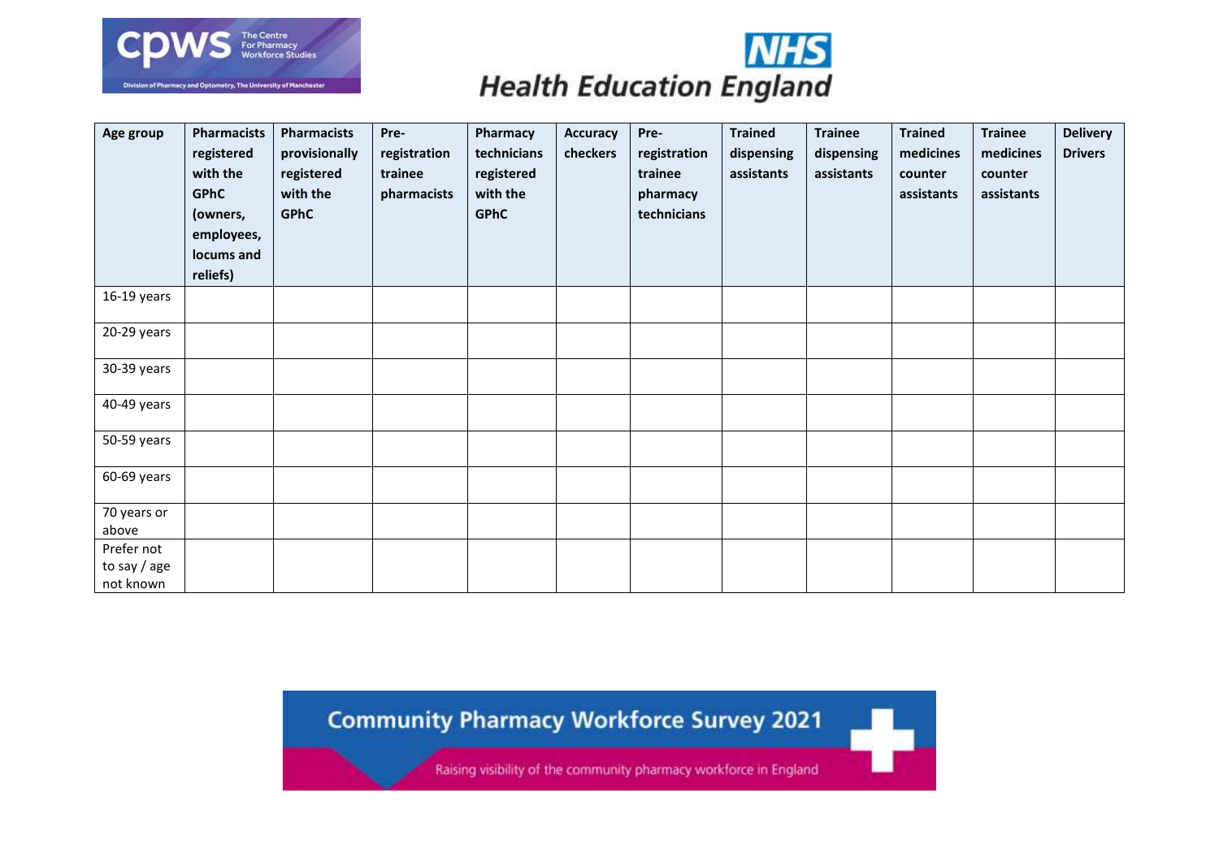| Age group | Pharmacists registered with the GPhC (owners, employees, locums and reliefs) | Pharmacists provisionally registered with the GPhC | Pre-registration trainee pharmacists | Pharmacy technicians registered with the GPhC | Accuracy checkers | Pre-registration trainee pharmacy technicians | Trained dispensing assistants | Trainee dispensing assistants | Trained medicines counter assistants | Trainee medicines counter assistants | Delivery Drivers |
|---|---|---|---|---|---|---|---|---|---|---|---|
| 16-19 years | | | | | | | | | | | |
| 20-29 years | | | | | | | | | | | |
| 30-39 years | | | | | | | | | | | |
| 40-49 years | | | | | | | | | | | |
| 50-59 years | | | | | | | | | | | |
| 60-69 years | | | | | | | | | | | |
| 70 years or above | | | | | | | | | | | |
| Prefer not to say / age not known | | | | | | | | | | | |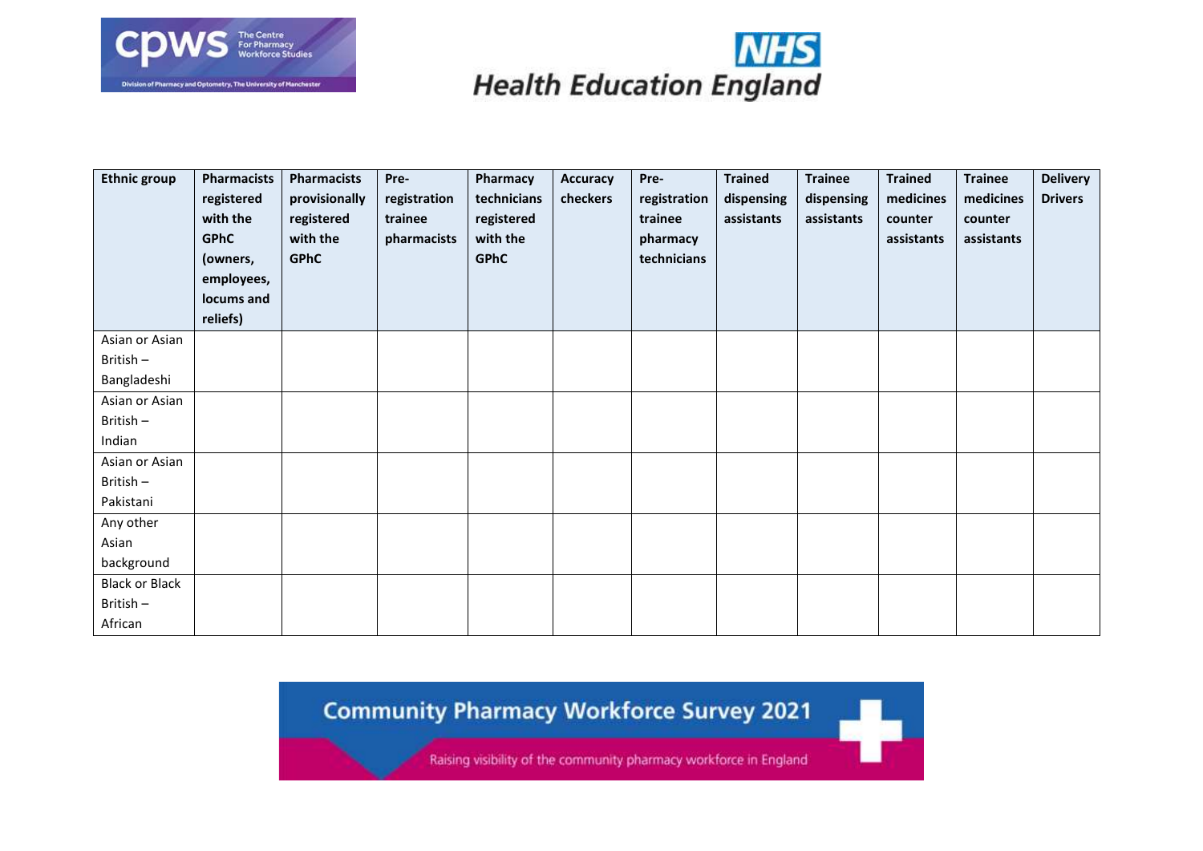| Ethnic group | Pharmacists registered with the GPhC (owners, employees, locums and reliefs) | Pharmacists provisionally registered with the GPhC | Pre-registration trainee pharmacists | Pharmacy technicians registered with the GPhC | Accuracy checkers | Pre-registration trainee pharmacy technicians | Trained dispensing assistants | Trainee dispensing assistants | Trained medicines counter assistants | Trainee medicines counter assistants | Delivery Drivers |
|---|---|---|---|---|---|---|---|---|---|---|---|
| Asian or Asian British – Bangladeshi | | | | | | | | | | | |
| Asian or Asian British – Indian | | | | | | | | | | | |
| Asian or Asian British – Pakistani | | | | | | | | | | | |
| Any other Asian background | | | | | | | | | | | |
| Black or Black British – African | | | | | | | | | | | |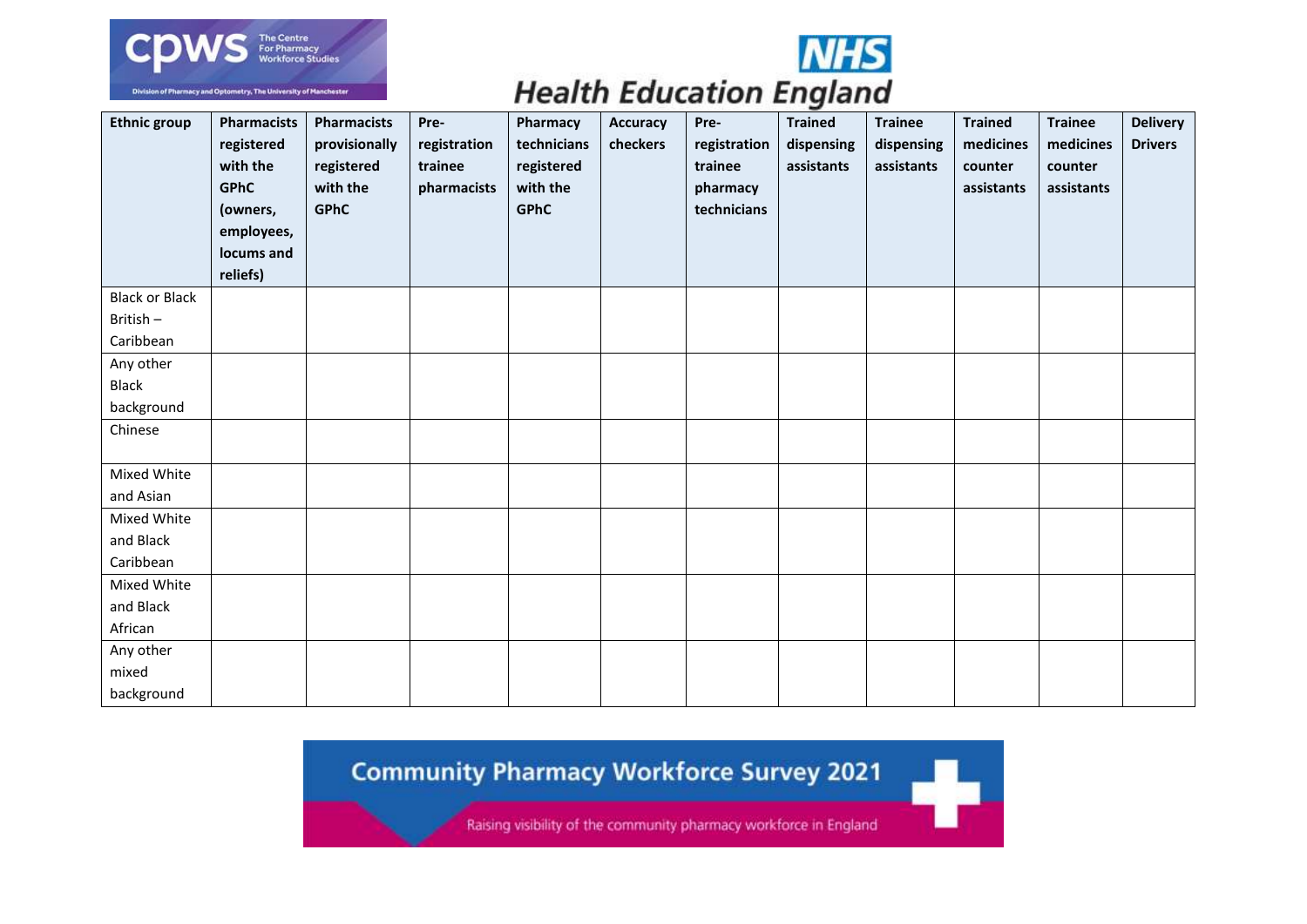| Ethnic group | Pharmacists registered with the GPhC (owners, employees, locums and reliefs) | Pharmacists provisionally registered with the GPhC | Pre-registration trainee pharmacists | Pharmacy technicians registered with the GPhC | Accuracy checkers | Pre-registration trainee pharmacy technicians | Trained dispensing assistants | Trainee dispensing assistants | Trained medicines counter assistants | Trainee medicines counter assistants | Delivery Drivers |
|---|---|---|---|---|---|---|---|---|---|---|---|
| Black or Black British – Caribbean | | | | | | | | | | | |
| Any other Black background | | | | | | | | | | | |
| Chinese | | | | | | | | | | | |
| Mixed White and Asian | | | | | | | | | | | |
| Mixed White and Black Caribbean | | | | | | | | | | | |
| Mixed White and Black African | | | | | | | | | | | |
| Any other mixed background | | | | | | | | | | | |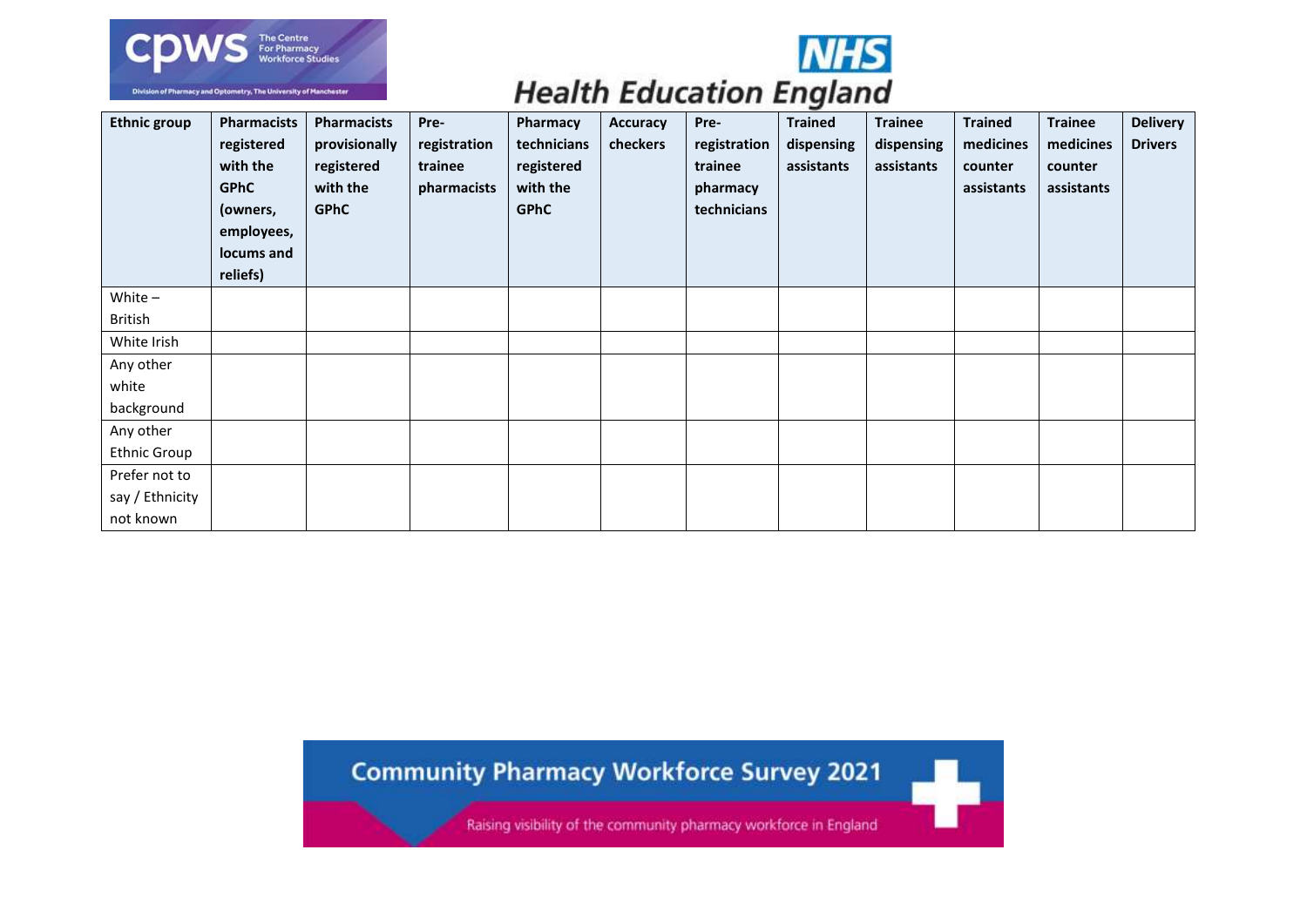| Ethnic group | Pharmacists registered with the GPhC (owners, employees, locums and reliefs) | Pharmacists provisionally registered with the GPhC | Pre-registration trainee pharmacists | Pharmacy technicians registered with the GPhC | Accuracy checkers | Pre-registration trainee pharmacy technicians | Trained dispensing assistants | Trainee dispensing assistants | Trained medicines counter assistants | Trainee medicines counter assistants | Delivery Drivers |
|---|---|---|---|---|---|---|---|---|---|---|---|
| White – British | | | | | | | | | | | |
| White Irish | | | | | | | | | | | |
| Any other white background | | | | | | | | | | | |
| Any other Ethnic Group | | | | | | | | | | | |
| Prefer not to say / Ethnicity not known | | | | | | | | | | | |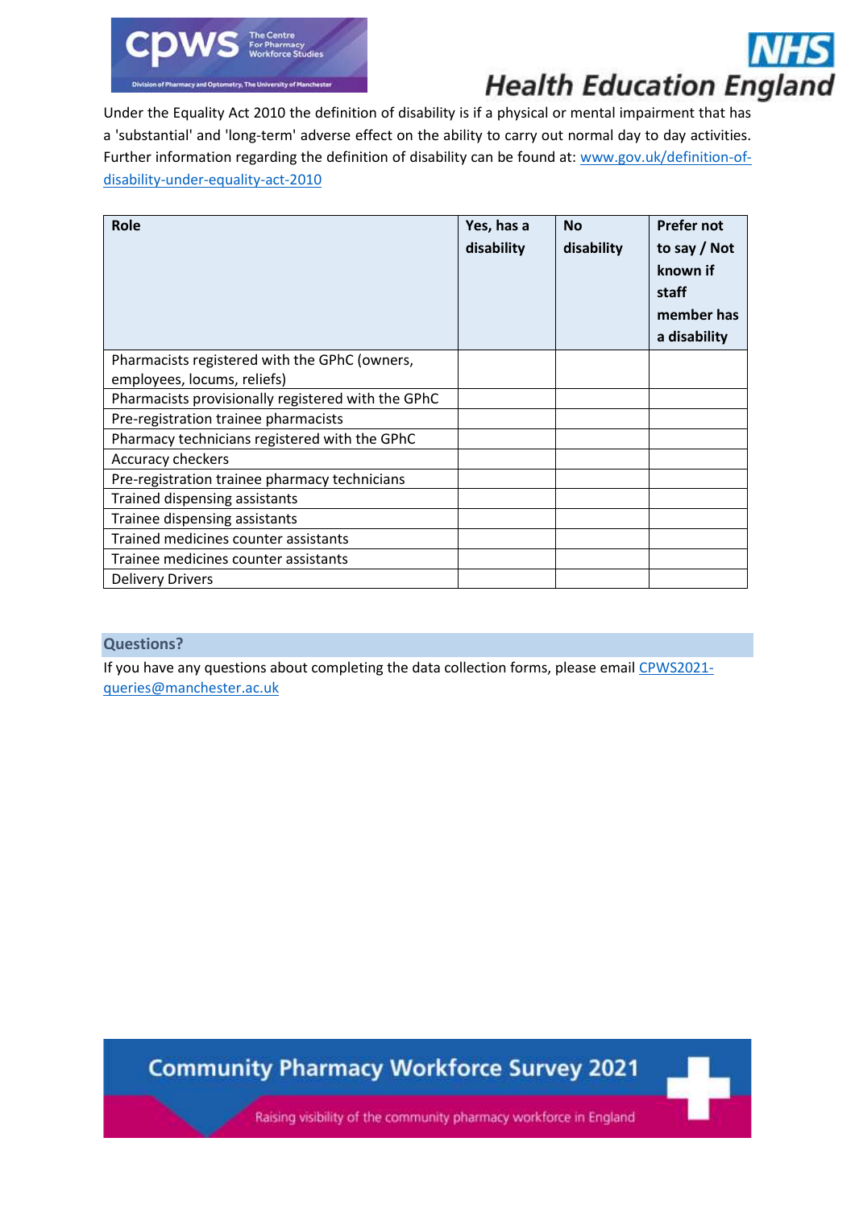Under the Equality Act 2010 the definition of disability is if a physical or mental impairment that has a 'substantial' and 'long-term' adverse effect on the ability to carry out normal day to day activities. Further information regarding the definition of disability can be found at: www.gov.uk/definition-of-disability-under-equality-act-2010

| **Role** | **Yes, has a disability** | **No disability** | **Prefer not to say / Not known if staff member has a disability** |
|---|---|---|---|
| Pharmacists registered with the GPhC (owners, employees, locums, reliefs) | | | |
| Pharmacists provisionally registered with the GPhC | | | |
| Pre-registration trainee pharmacists | | | |
| Pharmacy technicians registered with the GPhC | | | |
| Accuracy checkers | | | |
| Pre-registration trainee pharmacy technicians | | | |
| Trained dispensing assistants | | | |
| Trainee dispensing assistants | | | |
| Trained medicines counter assistants | | | |
| Trainee medicines counter assistants | | | |
| Delivery Drivers | | | |

## Questions?

If you have any questions about completing the data collection forms, please email CPWS2021-queries@manchester.ac.uk